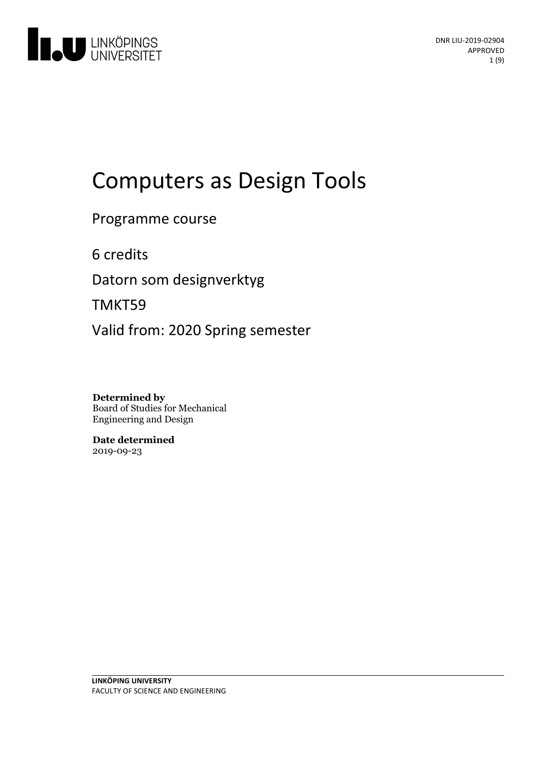DNR LIU-2019-02904
APPROVED

# Computers as Design Tools

Programme course

6 credits

Datorn som designverktyg

TMKT59

Valid from: 2020 Spring semester

**Determined by**
Board of Studies for Mechanical Engineering and Design

**Date determined**
2019-09-23

**LINKÖPING UNIVERSITY**
FACULTY OF SCIENCE AND ENGINEERING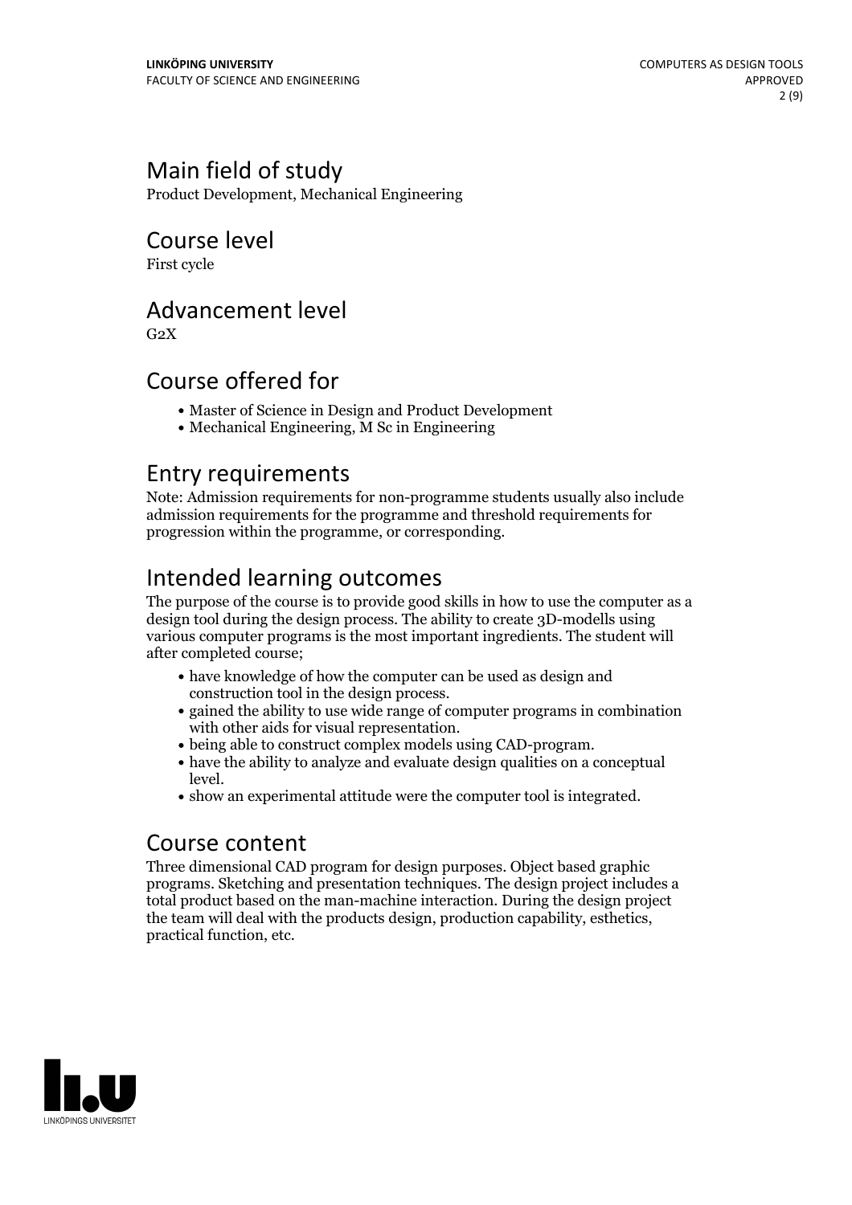## Main field of study

Product Development, Mechanical Engineering

## Course level

First cycle

## Advancement level

G2X

## Course offered for

- Master of Science in Design and Product Development
- Mechanical Engineering, M Sc in Engineering

## Entry requirements

Note: Admission requirements for non-programme students usually also include admission requirements for the programme and threshold requirements for progression within the programme, or corresponding.

## Intended learning outcomes

The purpose of the course is to provide good skills in how to use the computer as a design tool during the design process. The ability to create 3D-modells using various computer programs is the most important ingredients. The student will after completed course;

- have knowledge of how the computer can be used as design and construction tool in the design process.
- gained the ability to use wide range of computer programs in combination with other aids for visual representation.
- being able to construct complex models using CAD-program.
- have the ability to analyze and evaluate design qualities on a conceptual level.
- show an experimental attitude were the computer tool is integrated.

## Course content

Three dimensional CAD program for design purposes. Object based graphic programs. Sketching and presentation techniques. The design project includes a total product based on the man-machine interaction. During the design project the team will deal with the products design, production capability, esthetics, practical function, etc.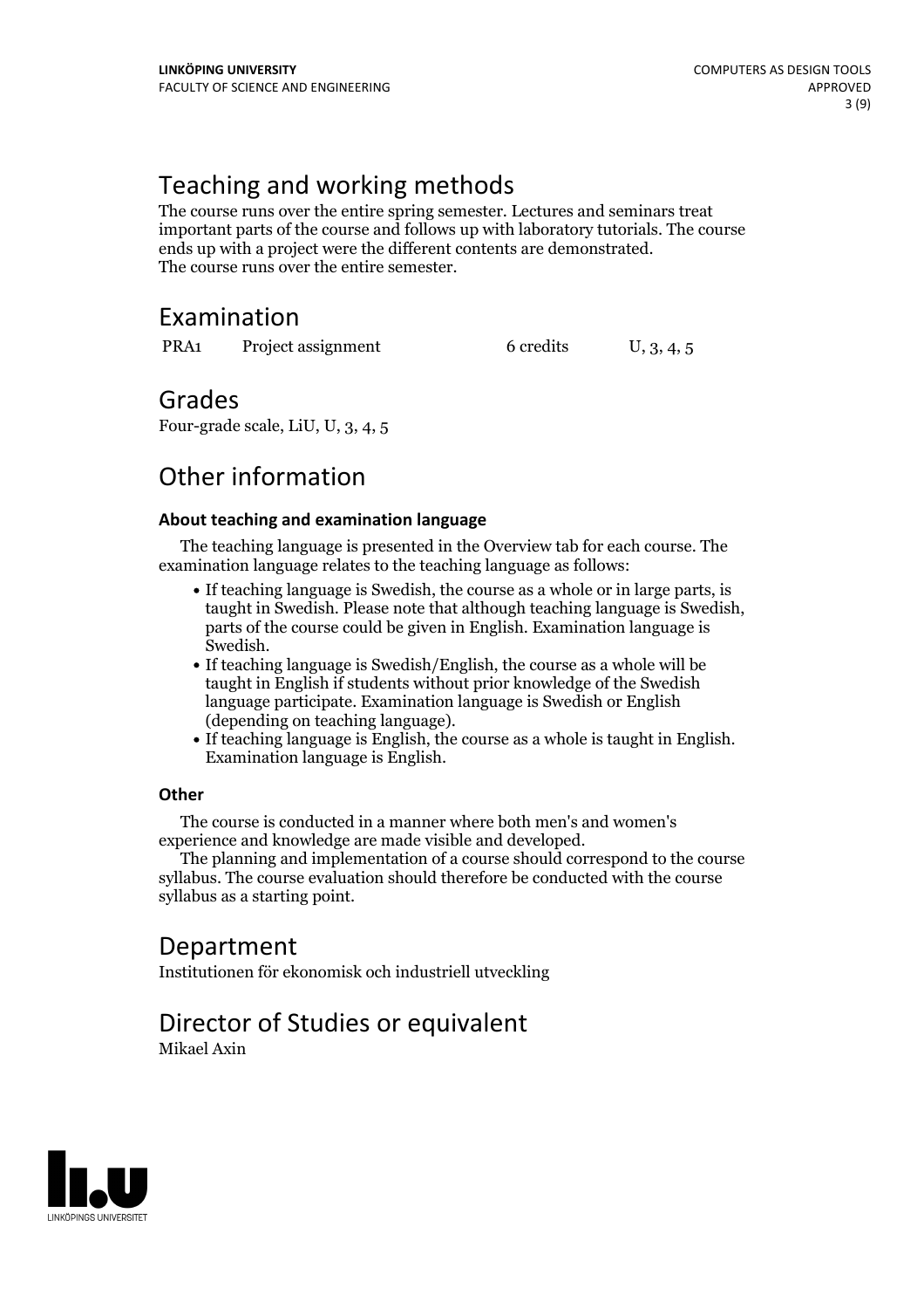## Teaching and working methods

The course runs over the entire spring semester. Lectures and seminars treat important parts of the course and follows up with laboratory tutorials. The course ends up with a project were the different contents are demonstrated.
The course runs over the entire semester.

## Examination

| PRA1 | Project assignment | 6 credits | U, 3, 4, 5 |
|---|---|---|---|

## Grades

Four-grade scale, LiU, U, 3, 4, 5

## Other information

**About teaching and examination language**

The teaching language is presented in the Overview tab for each course. The examination language relates to the teaching language as follows:

- If teaching language is Swedish, the course as a whole or in large parts, is taught in Swedish. Please note that although teaching language is Swedish, parts of the course could be given in English. Examination language is Swedish.
- If teaching language is Swedish/English, the course as a whole will be taught in English if students without prior knowledge of the Swedish language participate. Examination language is Swedish or English (depending on teaching language).
- If teaching language is English, the course as a whole is taught in English. Examination language is English.

**Other**

The course is conducted in a manner where both men's and women's experience and knowledge are made visible and developed.

The planning and implementation of a course should correspond to the course syllabus. The course evaluation should therefore be conducted with the course syllabus as a starting point.

## Department

Institutionen för ekonomisk och industriell utveckling

## Director of Studies or equivalent

Mikael Axin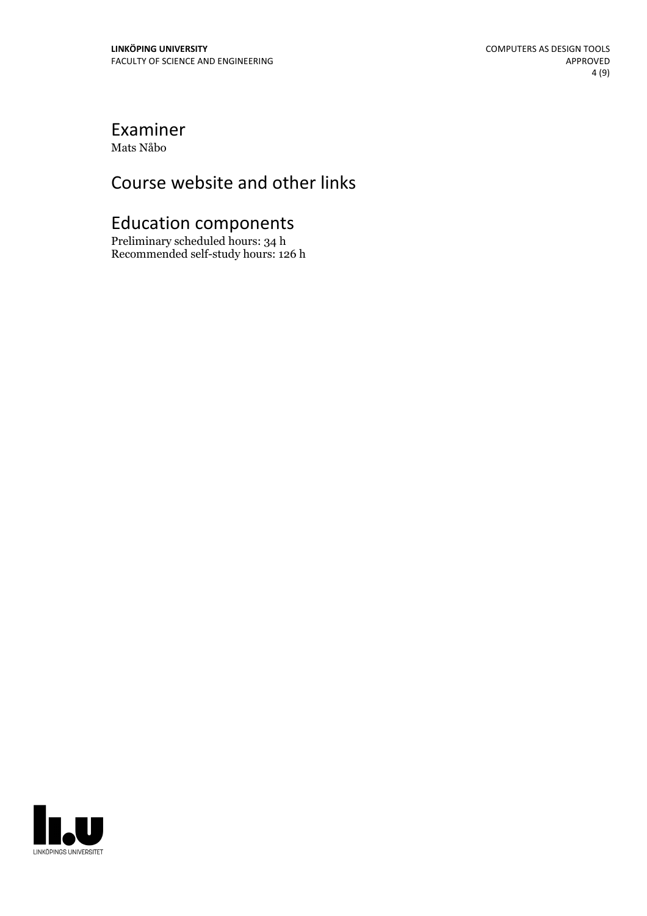## Examiner

Mats Nåbo

## Course website and other links

## Education components

Preliminary scheduled hours: 34 h
Recommended self-study hours: 126 h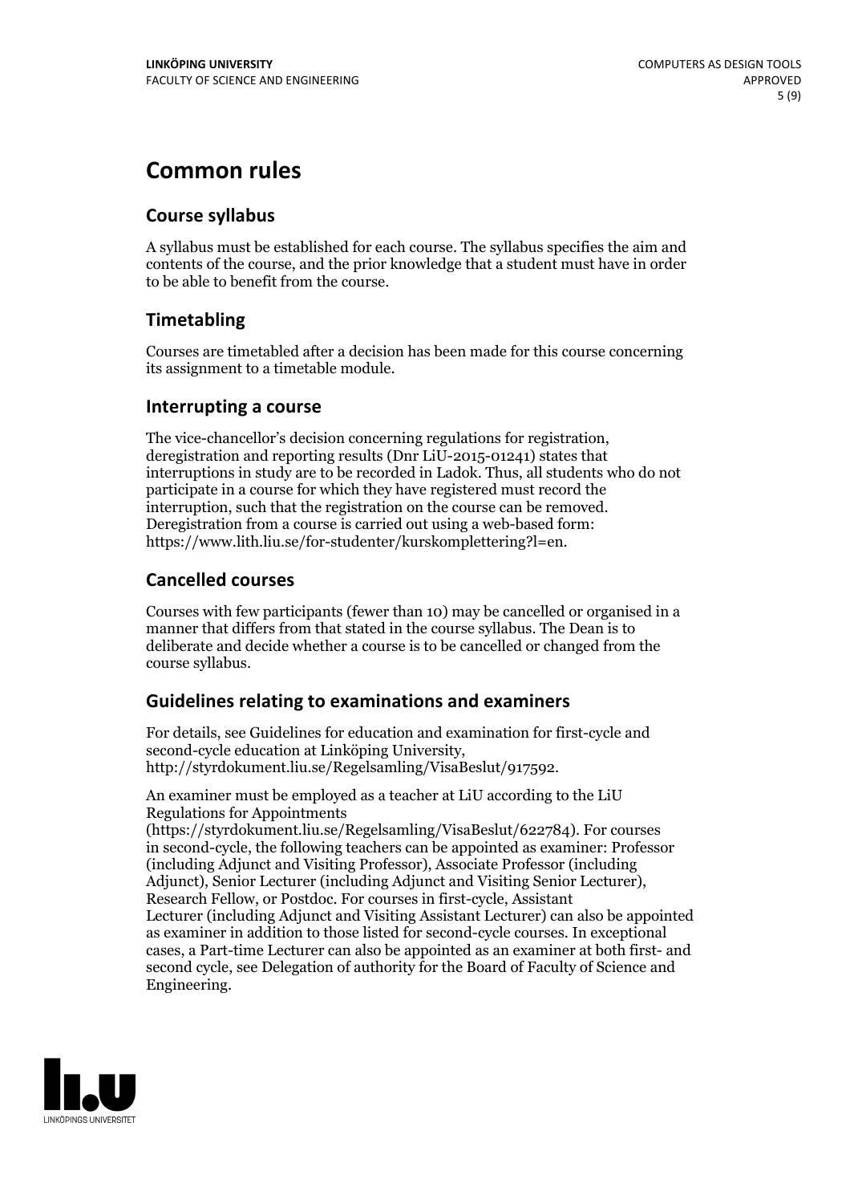# Common rules

## Course syllabus

A syllabus must be established for each course. The syllabus specifies the aim and contents of the course, and the prior knowledge that a student must have in order to be able to benefit from the course.

## Timetabling

Courses are timetabled after a decision has been made for this course concerning its assignment to a timetable module.

## Interrupting a course

The vice-chancellor's decision concerning regulations for registration, deregistration and reporting results (Dnr LiU-2015-01241) states that interruptions in study are to be recorded in Ladok. Thus, all students who do not participate in a course for which they have registered must record the interruption, such that the registration on the course can be removed. Deregistration from a course is carried out using a web-based form: https://www.lith.liu.se/for-studenter/kurskomplettering?l=en.

## Cancelled courses

Courses with few participants (fewer than 10) may be cancelled or organised in a manner that differs from that stated in the course syllabus. The Dean is to deliberate and decide whether a course is to be cancelled or changed from the course syllabus.

## Guidelines relating to examinations and examiners

For details, see Guidelines for education and examination for first-cycle and second-cycle education at Linköping University, http://styrdokument.liu.se/Regelsamling/VisaBeslut/917592.

An examiner must be employed as a teacher at LiU according to the LiU Regulations for Appointments (https://styrdokument.liu.se/Regelsamling/VisaBeslut/622784). For courses in second-cycle, the following teachers can be appointed as examiner: Professor (including Adjunct and Visiting Professor), Associate Professor (including Adjunct), Senior Lecturer (including Adjunct and Visiting Senior Lecturer), Research Fellow, or Postdoc. For courses in first-cycle, Assistant Lecturer (including Adjunct and Visiting Assistant Lecturer) can also be appointed as examiner in addition to those listed for second-cycle courses. In exceptional cases, a Part-time Lecturer can also be appointed as an examiner at both first- and second cycle, see Delegation of authority for the Board of Faculty of Science and Engineering.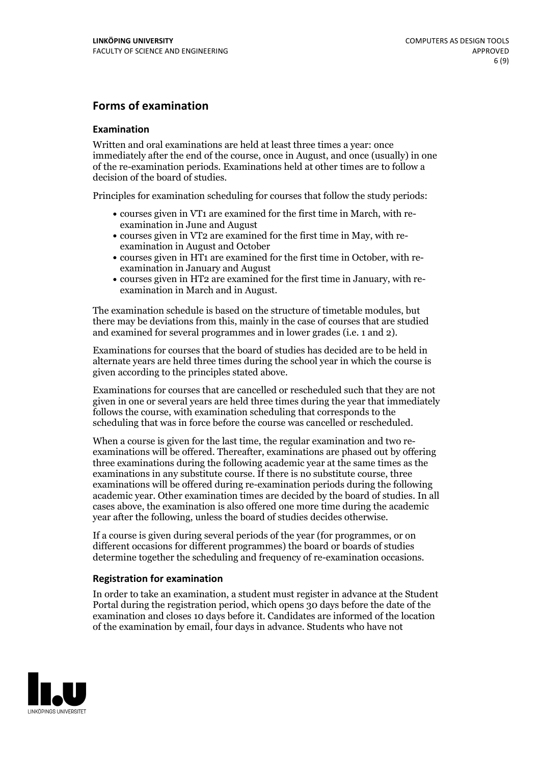## Forms of examination

### Examination

Written and oral examinations are held at least three times a year: once immediately after the end of the course, once in August, and once (usually) in one of the re-examination periods. Examinations held at other times are to follow a decision of the board of studies.

Principles for examination scheduling for courses that follow the study periods:

- courses given in VT1 are examined for the first time in March, with re-examination in June and August
- courses given in VT2 are examined for the first time in May, with re-examination in August and October
- courses given in HT1 are examined for the first time in October, with re-examination in January and August
- courses given in HT2 are examined for the first time in January, with re-examination in March and in August.

The examination schedule is based on the structure of timetable modules, but there may be deviations from this, mainly in the case of courses that are studied and examined for several programmes and in lower grades (i.e. 1 and 2).

Examinations for courses that the board of studies has decided are to be held in alternate years are held three times during the school year in which the course is given according to the principles stated above.

Examinations for courses that are cancelled or rescheduled such that they are not given in one or several years are held three times during the year that immediately follows the course, with examination scheduling that corresponds to the scheduling that was in force before the course was cancelled or rescheduled.

When a course is given for the last time, the regular examination and two re-examinations will be offered. Thereafter, examinations are phased out by offering three examinations during the following academic year at the same times as the examinations in any substitute course. If there is no substitute course, three examinations will be offered during re-examination periods during the following academic year. Other examination times are decided by the board of studies. In all cases above, the examination is also offered one more time during the academic year after the following, unless the board of studies decides otherwise.

If a course is given during several periods of the year (for programmes, or on different occasions for different programmes) the board or boards of studies determine together the scheduling and frequency of re-examination occasions.

### Registration for examination

In order to take an examination, a student must register in advance at the Student Portal during the registration period, which opens 30 days before the date of the examination and closes 10 days before it. Candidates are informed of the location of the examination by email, four days in advance. Students who have not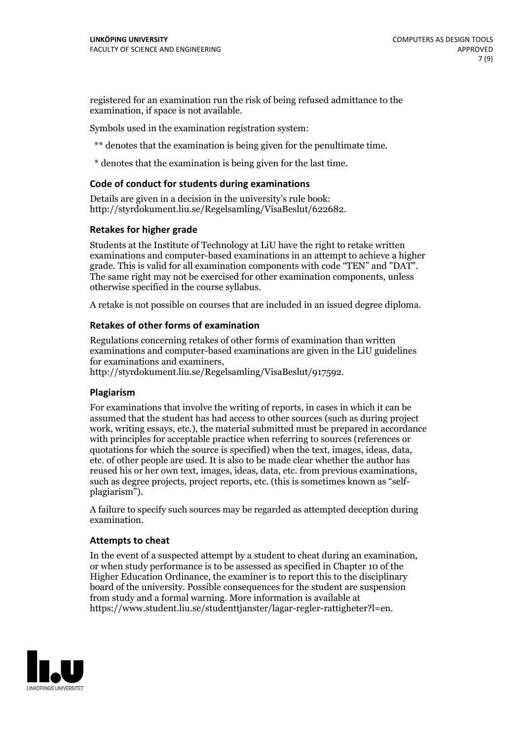registered for an examination run the risk of being refused admittance to the examination, if space is not available.

Symbols used in the examination registration system:

** denotes that the examination is being given for the penultimate time.

* denotes that the examination is being given for the last time.

### Code of conduct for students during examinations

Details are given in a decision in the university's rule book: http://styrdokument.liu.se/Regelsamling/VisaBeslut/622682.

### Retakes for higher grade

Students at the Institute of Technology at LiU have the right to retake written examinations and computer-based examinations in an attempt to achieve a higher grade. This is valid for all examination components with code "TEN" and "DAT". The same right may not be exercised for other examination components, unless otherwise specified in the course syllabus.

A retake is not possible on courses that are included in an issued degree diploma.

### Retakes of other forms of examination

Regulations concerning retakes of other forms of examination than written examinations and computer-based examinations are given in the LiU guidelines for examinations and examiners, http://styrdokument.liu.se/Regelsamling/VisaBeslut/917592.

### Plagiarism

For examinations that involve the writing of reports, in cases in which it can be assumed that the student has had access to other sources (such as during project work, writing essays, etc.), the material submitted must be prepared in accordance with principles for acceptable practice when referring to sources (references or quotations for which the source is specified) when the text, images, ideas, data, etc. of other people are used. It is also to be made clear whether the author has reused his or her own text, images, ideas, data, etc. from previous examinations, such as degree projects, project reports, etc. (this is sometimes known as "self-plagiarism").

A failure to specify such sources may be regarded as attempted deception during examination.

### Attempts to cheat

In the event of a suspected attempt by a student to cheat during an examination, or when study performance is to be assessed as specified in Chapter 10 of the Higher Education Ordinance, the examiner is to report this to the disciplinary board of the university. Possible consequences for the student are suspension from study and a formal warning. More information is available at https://www.student.liu.se/studenttjanster/lagar-regler-rattigheter?l=en.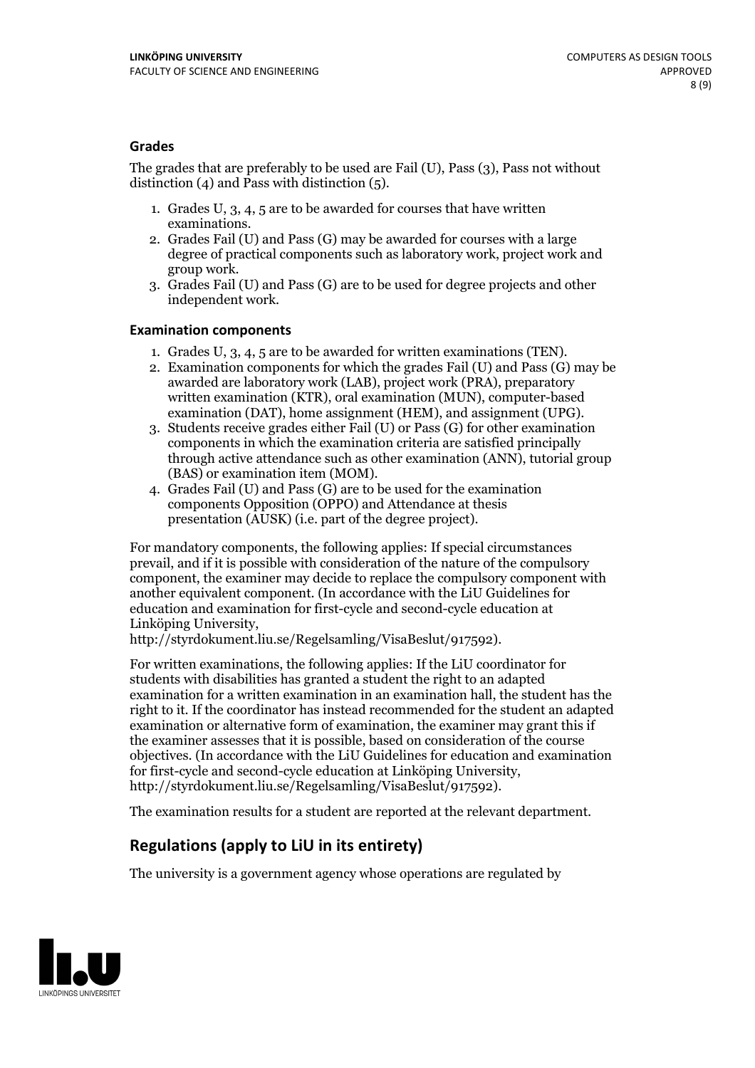### Grades

The grades that are preferably to be used are Fail (U), Pass (3), Pass not without distinction (4) and Pass with distinction (5).

1. Grades U, 3, 4, 5 are to be awarded for courses that have written examinations.
2. Grades Fail (U) and Pass (G) may be awarded for courses with a large degree of practical components such as laboratory work, project work and group work.
3. Grades Fail (U) and Pass (G) are to be used for degree projects and other independent work.

### Examination components

1. Grades U, 3, 4, 5 are to be awarded for written examinations (TEN).
2. Examination components for which the grades Fail (U) and Pass (G) may be awarded are laboratory work (LAB), project work (PRA), preparatory written examination (KTR), oral examination (MUN), computer-based examination (DAT), home assignment (HEM), and assignment (UPG).
3. Students receive grades either Fail (U) or Pass (G) for other examination components in which the examination criteria are satisfied principally through active attendance such as other examination (ANN), tutorial group (BAS) or examination item (MOM).
4. Grades Fail (U) and Pass (G) are to be used for the examination components Opposition (OPPO) and Attendance at thesis presentation (AUSK) (i.e. part of the degree project).

For mandatory components, the following applies: If special circumstances prevail, and if it is possible with consideration of the nature of the compulsory component, the examiner may decide to replace the compulsory component with another equivalent component. (In accordance with the LiU Guidelines for education and examination for first-cycle and second-cycle education at Linköping University, http://styrdokument.liu.se/Regelsamling/VisaBeslut/917592).

For written examinations, the following applies: If the LiU coordinator for students with disabilities has granted a student the right to an adapted examination for a written examination in an examination hall, the student has the right to it. If the coordinator has instead recommended for the student an adapted examination or alternative form of examination, the examiner may grant this if the examiner assesses that it is possible, based on consideration of the course objectives. (In accordance with the LiU Guidelines for education and examination for first-cycle and second-cycle education at Linköping University, http://styrdokument.liu.se/Regelsamling/VisaBeslut/917592).

The examination results for a student are reported at the relevant department.

## Regulations (apply to LiU in its entirety)

The university is a government agency whose operations are regulated by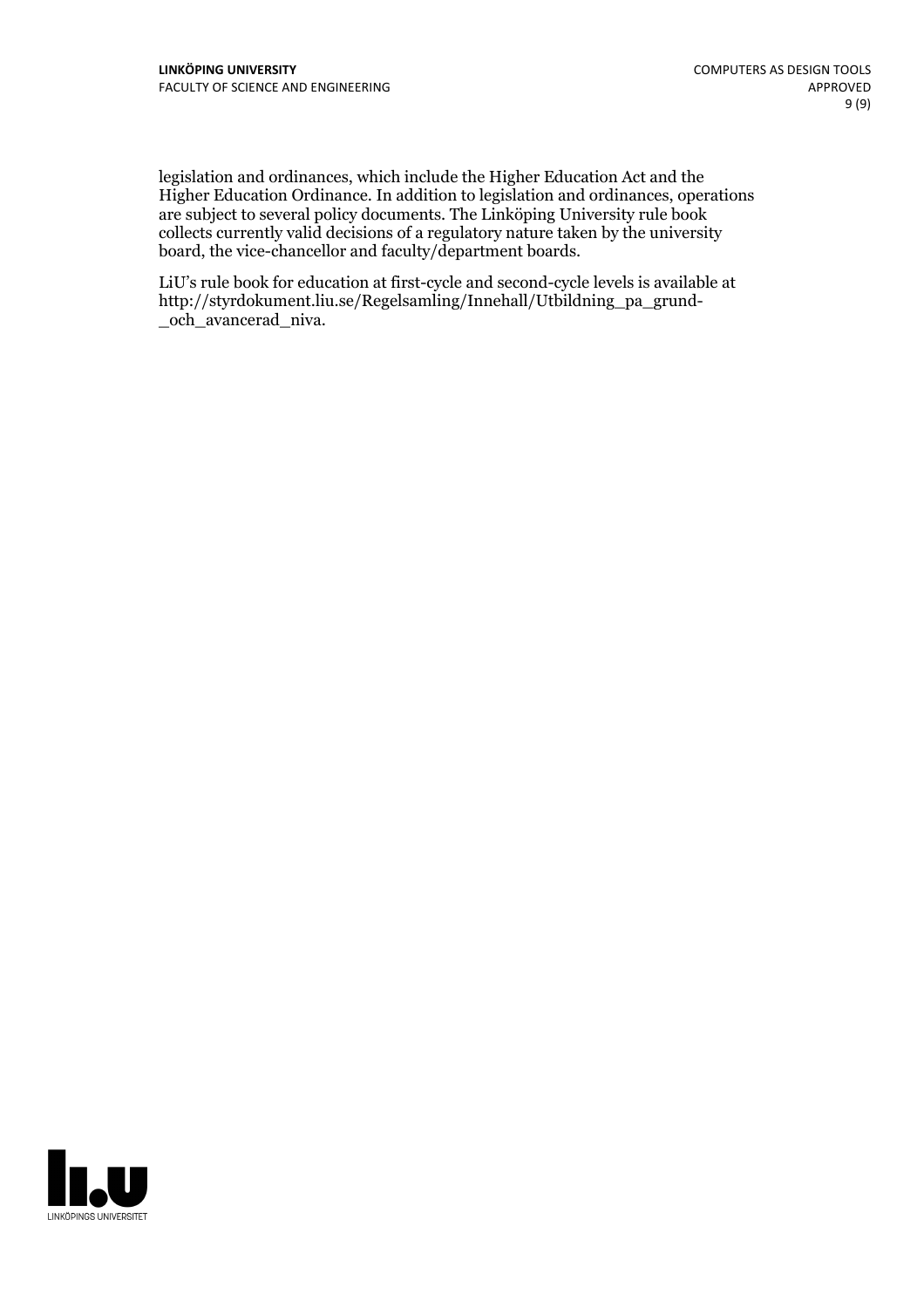legislation and ordinances, which include the Higher Education Act and the Higher Education Ordinance. In addition to legislation and ordinances, operations are subject to several policy documents. The Linköping University rule book collects currently valid decisions of a regulatory nature taken by the university board, the vice-chancellor and faculty/department boards.

LiU's rule book for education at first-cycle and second-cycle levels is available at http://styrdokument.liu.se/Regelsamling/Innehall/Utbildning_pa_grund-_och_avancerad_niva.